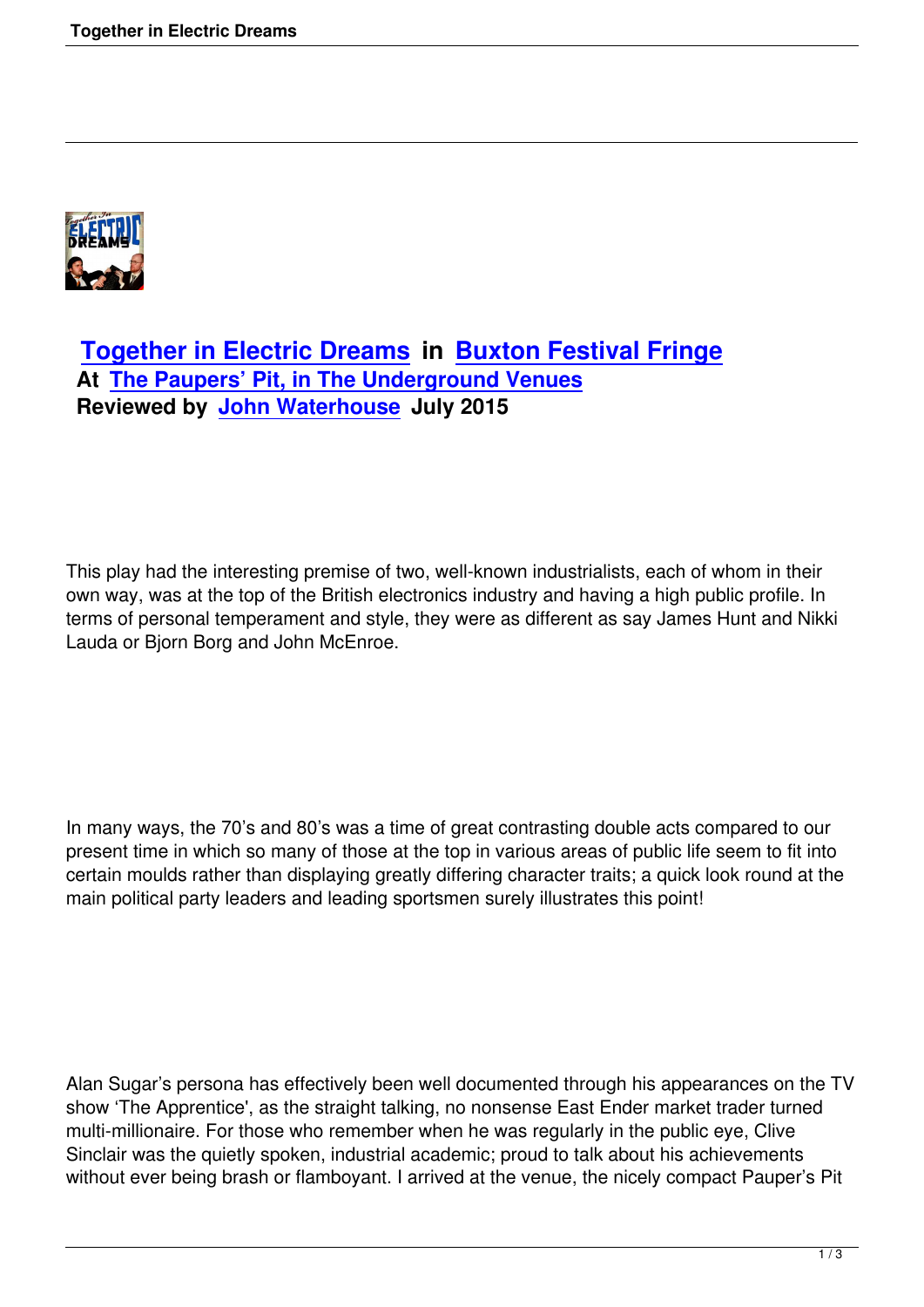## Together in Electric Dreams in Buxton Festival Fringe

**At The Paupers' Pit, in The Underground Venues**
**Reviewed by John Waterhouse July 2015**

This play had the interesting premise of two, well-known industrialists, each of whom in their own way, was at the top of the British electronics industry and having a high public profile. In terms of personal temperament and style, they were as different as say James Hunt and Nikki Lauda or Bjorn Borg and John McEnroe.

In many ways, the 70's and 80's was a time of great contrasting double acts compared to our present time in which so many of those at the top in various areas of public life seem to fit into certain moulds rather than displaying greatly differing character traits; a quick look round at the main political party leaders and leading sportsmen surely illustrates this point!

Alan Sugar's persona has effectively been well documented through his appearances on the TV show 'The Apprentice', as the straight talking, no nonsense East Ender market trader turned multi-millionaire. For those who remember when he was regularly in the public eye, Clive Sinclair was the quietly spoken, industrial academic; proud to talk about his achievements without ever being brash or flamboyant. I arrived at the venue, the nicely compact Pauper's Pit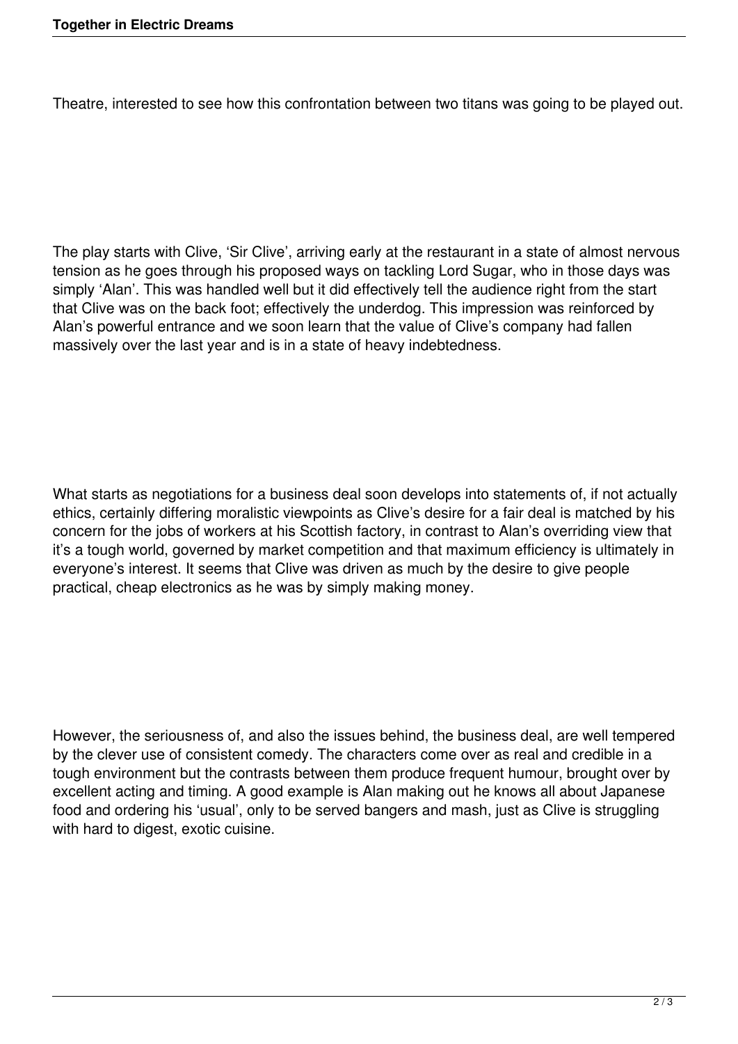Theatre, interested to see how this confrontation between two titans was going to be played out.

The play starts with Clive, 'Sir Clive', arriving early at the restaurant in a state of almost nervous tension as he goes through his proposed ways on tackling Lord Sugar, who in those days was simply 'Alan'. This was handled well but it did effectively tell the audience right from the start that Clive was on the back foot; effectively the underdog. This impression was reinforced by Alan's powerful entrance and we soon learn that the value of Clive's company had fallen massively over the last year and is in a state of heavy indebtedness.

What starts as negotiations for a business deal soon develops into statements of, if not actually ethics, certainly differing moralistic viewpoints as Clive's desire for a fair deal is matched by his concern for the jobs of workers at his Scottish factory, in contrast to Alan's overriding view that it's a tough world, governed by market competition and that maximum efficiency is ultimately in everyone's interest. It seems that Clive was driven as much by the desire to give people practical, cheap electronics as he was by simply making money.

However, the seriousness of, and also the issues behind, the business deal, are well tempered by the clever use of consistent comedy. The characters come over as real and credible in a tough environment but the contrasts between them produce frequent humour, brought over by excellent acting and timing. A good example is Alan making out he knows all about Japanese food and ordering his 'usual', only to be served bangers and mash, just as Clive is struggling with hard to digest, exotic cuisine.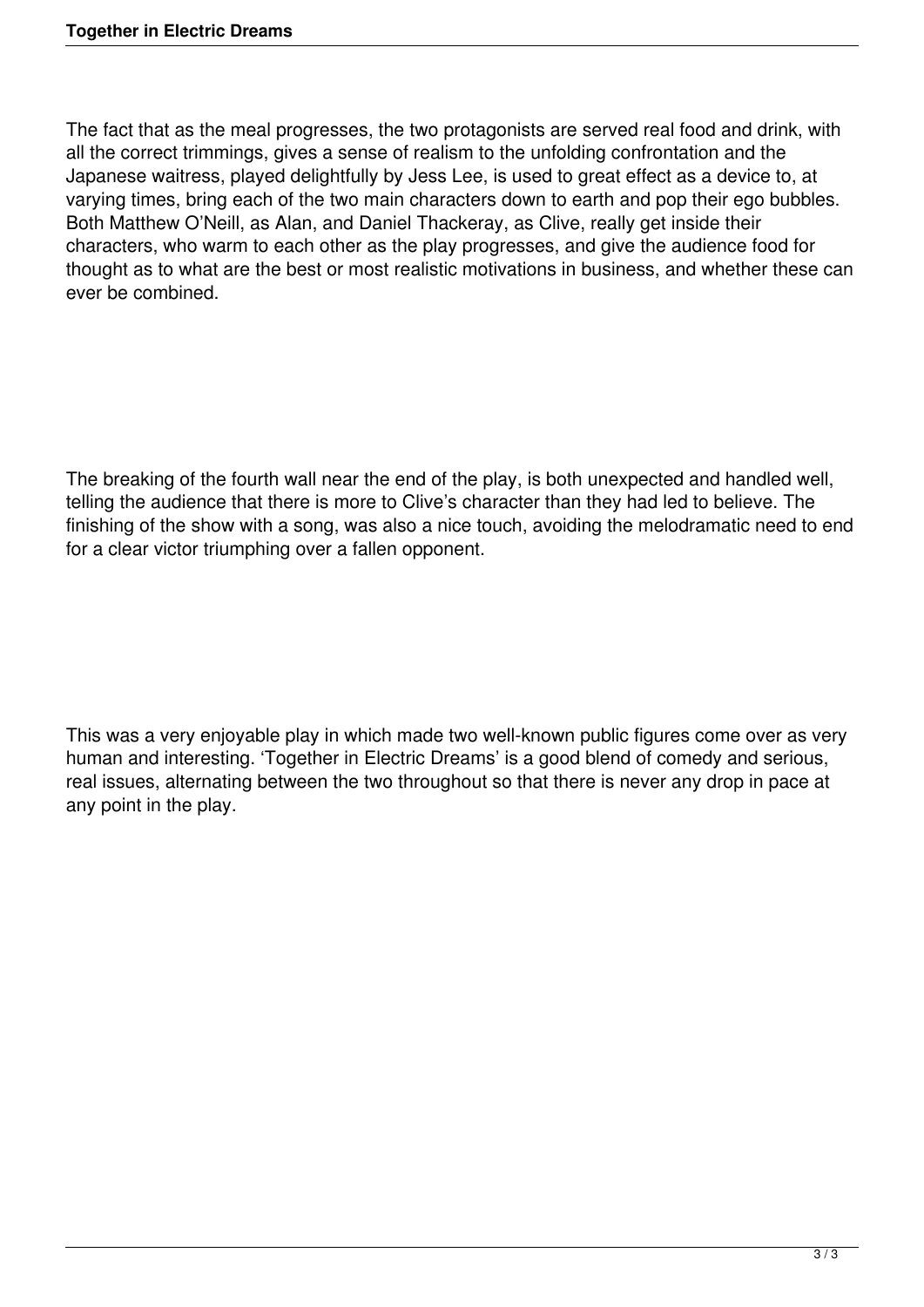The fact that as the meal progresses, the two protagonists are served real food and drink, with all the correct trimmings, gives a sense of realism to the unfolding confrontation and the Japanese waitress, played delightfully by Jess Lee, is used to great effect as a device to, at varying times, bring each of the two main characters down to earth and pop their ego bubbles. Both Matthew O'Neill, as Alan, and Daniel Thackeray, as Clive, really get inside their characters, who warm to each other as the play progresses, and give the audience food for thought as to what are the best or most realistic motivations in business, and whether these can ever be combined.

The breaking of the fourth wall near the end of the play, is both unexpected and handled well, telling the audience that there is more to Clive's character than they had led to believe. The finishing of the show with a song, was also a nice touch, avoiding the melodramatic need to end for a clear victor triumphing over a fallen opponent.

This was a very enjoyable play in which made two well-known public figures come over as very human and interesting. 'Together in Electric Dreams' is a good blend of comedy and serious, real issues, alternating between the two throughout so that there is never any drop in pace at any point in the play.